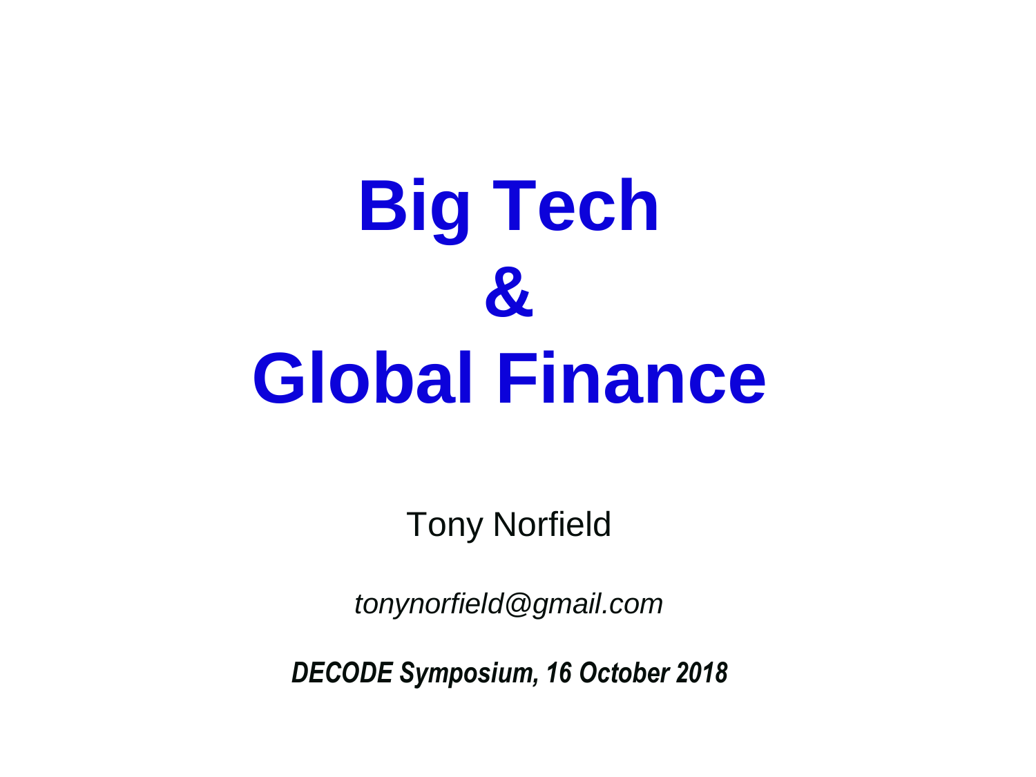# Big Tech & Global Finance

Tony Norfield

*tonynorfield@gmail.com*

***DECODE Symposium, 16 October 2018***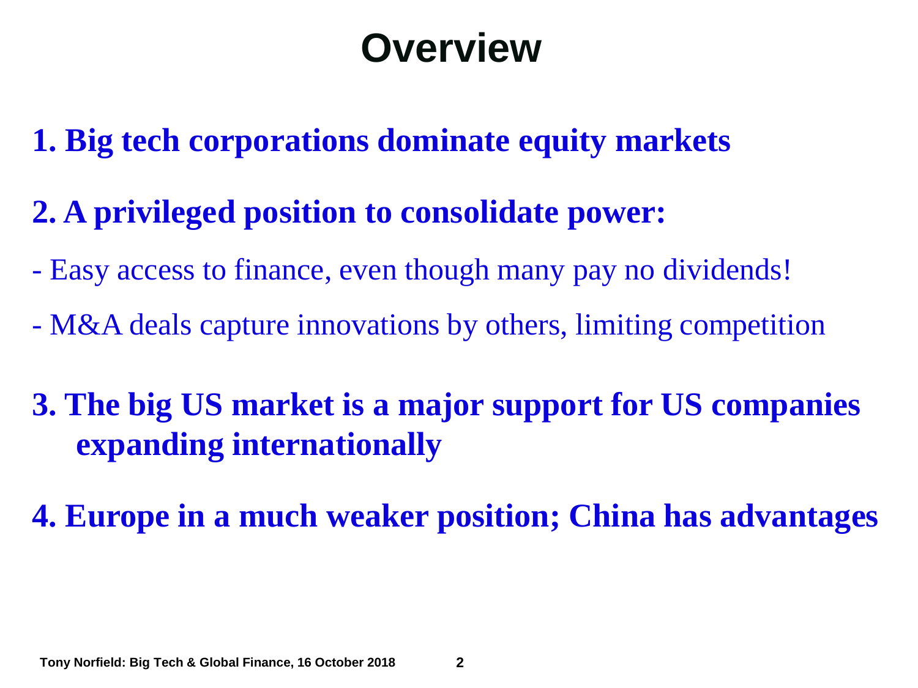# Overview

**1. Big tech corporations dominate equity markets**

**2. A privileged position to consolidate power:**

- Easy access to finance, even though many pay no dividends!

- M&A deals capture innovations by others, limiting competition

**3. The big US market is a major support for US companies expanding internationally**

**4. Europe in a much weaker position; China has advantages**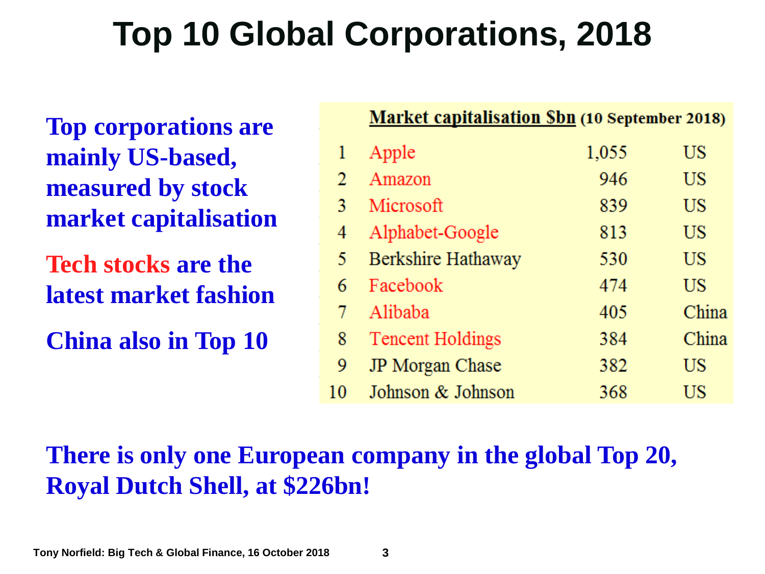# Top 10 Global Corporations, 2018

**Top corporations are mainly US-based, measured by stock market capitalisation**

**Tech stocks are the latest market fashion**

**China also in Top 10**

| | **Market capitalisation $bn** (10 September 2018) | | |
|---|---|---|---|
| 1 | Apple | 1,055 | US |
| 2 | Amazon | 946 | US |
| 3 | Microsoft | 839 | US |
| 4 | Alphabet-Google | 813 | US |
| 5 | Berkshire Hathaway | 530 | US |
| 6 | Facebook | 474 | US |
| 7 | Alibaba | 405 | China |
| 8 | Tencent Holdings | 384 | China |
| 9 | JP Morgan Chase | 382 | US |
| 10 | Johnson & Johnson | 368 | US |

**There is only one European company in the global Top 20, Royal Dutch Shell, at $226bn!**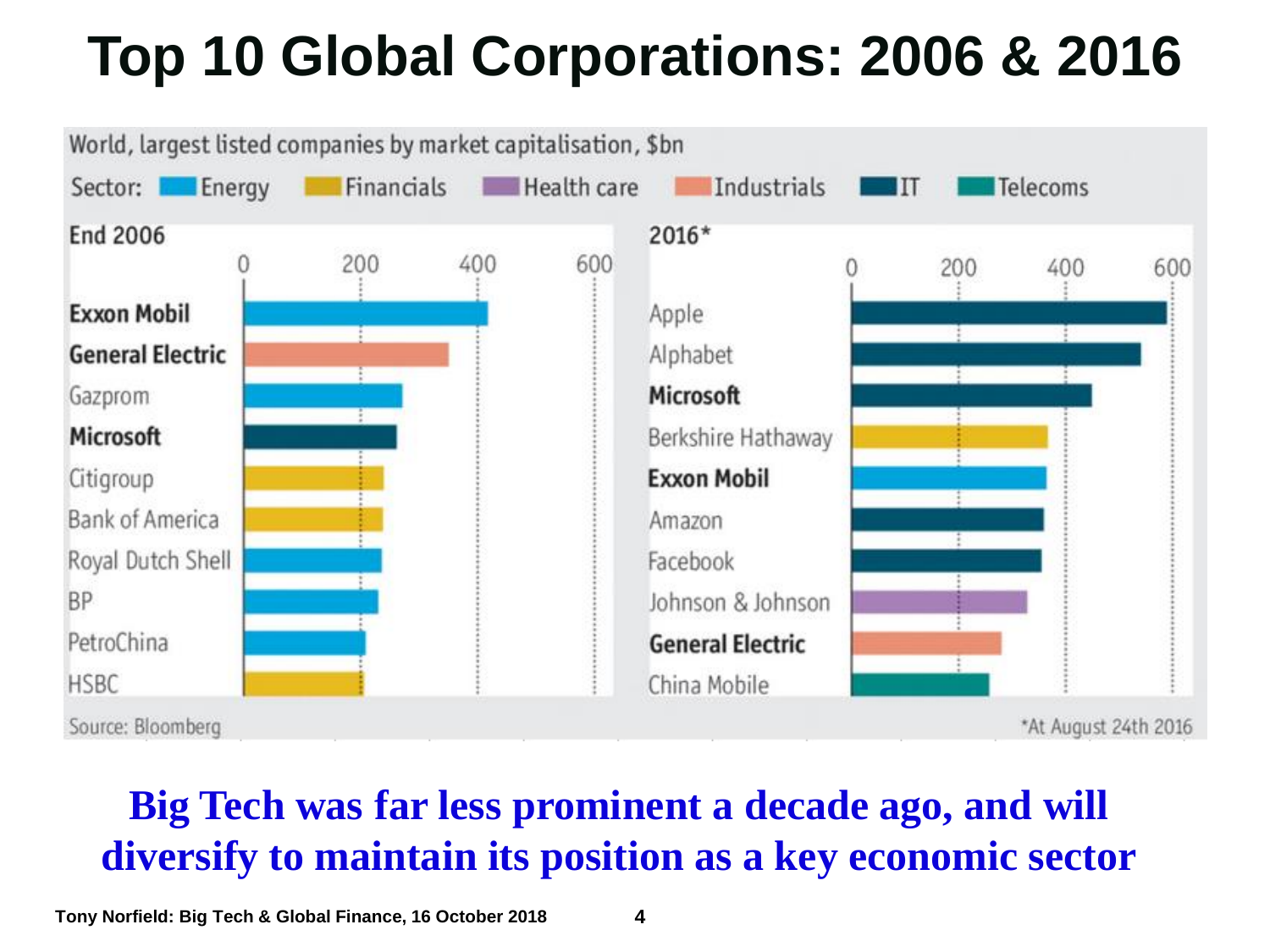# Top 10 Global Corporations: 2006 & 2016

World, largest listed companies by market capitalisation, $bn

Sector: Energy, Financials, Health care, Industrials, IT, Telecoms

| End 2006 | Sector | 2016* | Sector |
|---|---|---|---|
| **Exxon Mobil** | Energy | Apple | IT |
| **General Electric** | Industrials | Alphabet | IT |
| Gazprom | Energy | **Microsoft** | IT |
| **Microsoft** | IT | Berkshire Hathaway | Financials |
| Citigroup | Financials | **Exxon Mobil** | Energy |
| Bank of America | Financials | Amazon | IT |
| Royal Dutch Shell | Energy | Facebook | IT |
| BP | Energy | Johnson & Johnson | Health care |
| PetroChina | Energy | **General Electric** | Industrials |
| HSBC | Financials | China Mobile | Telecoms |

Source: Bloomberg

*At August 24th 2016

**Big Tech was far less prominent a decade ago, and will diversify to maintain its position as a key economic sector**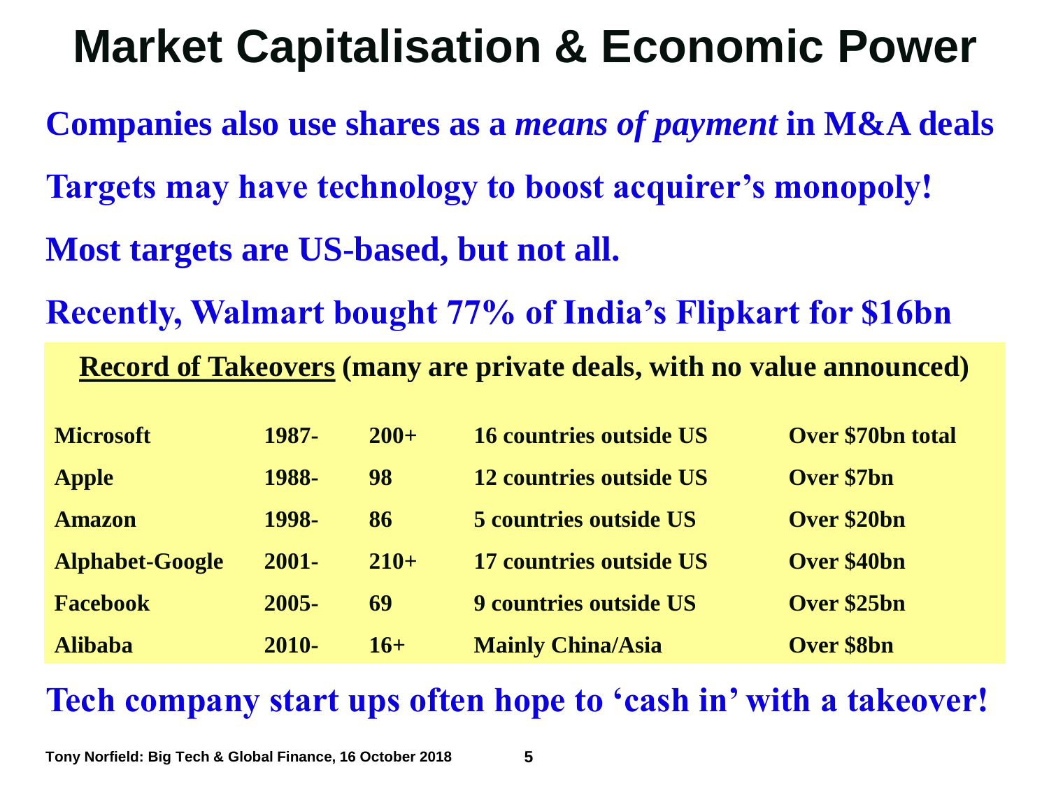# Market Capitalisation & Economic Power

**Companies also use shares as a *means of payment* in M&A deals**

**Targets may have technology to boost acquirer's monopoly!**

**Most targets are US-based, but not all.**

**Recently, Walmart bought 77% of India's Flipkart for $16bn**

**Record of Takeovers (many are private deals, with no value announced)**

| | | | | |
|---|---|---|---|---|
| Microsoft | 1987- | 200+ | 16 countries outside US | Over $70bn total |
| Apple | 1988- | 98 | 12 countries outside US | Over $7bn |
| Amazon | 1998- | 86 | 5 countries outside US | Over $20bn |
| Alphabet-Google | 2001- | 210+ | 17 countries outside US | Over $40bn |
| Facebook | 2005- | 69 | 9 countries outside US | Over $25bn |
| Alibaba | 2010- | 16+ | Mainly China/Asia | Over $8bn |

**Tech company start ups often hope to 'cash in' with a takeover!**

Tony Norfield: Big Tech & Global Finance, 16 October 2018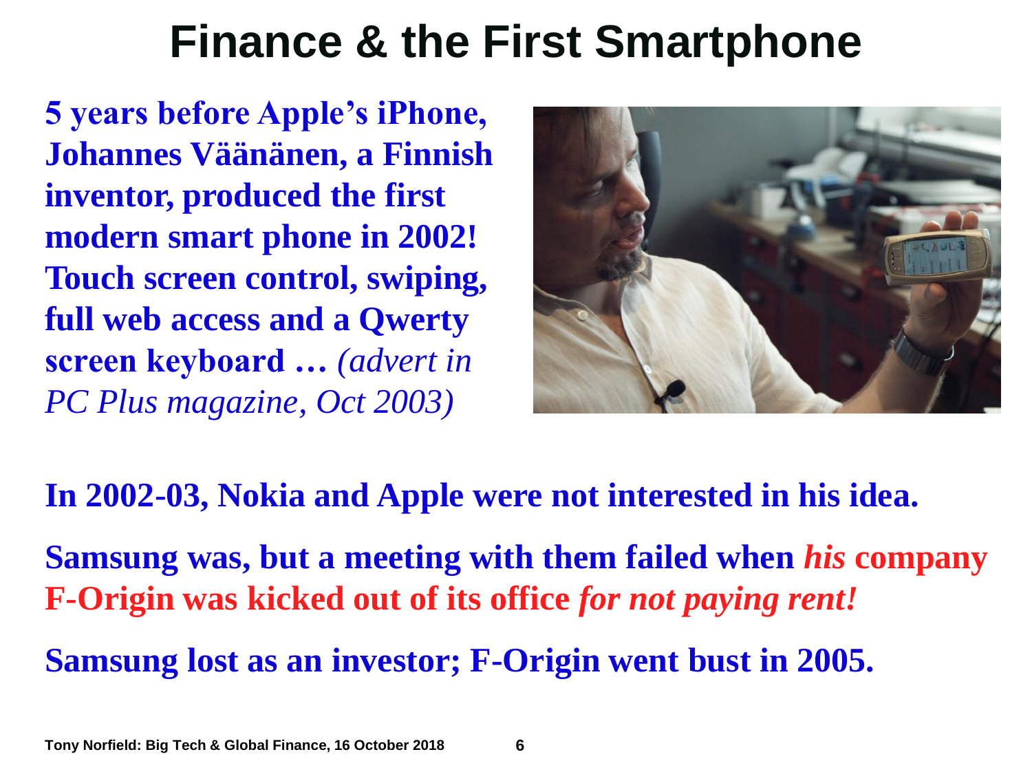# Finance & the First Smartphone

**5 years before Apple's iPhone, Johannes Väänänen, a Finnish inventor, produced the first modern smart phone in 2002! Touch screen control, swiping, full web access and a Qwerty screen keyboard …** *(advert in PC Plus magazine, Oct 2003)*

**In 2002-03, Nokia and Apple were not interested in his idea.**

**Samsung was, but a meeting with them failed when *his* company F-Origin was kicked out of its office *for not paying rent!***

**Samsung lost as an investor; F-Origin went bust in 2005.**

**Tony Norfield: Big Tech & Global Finance, 16 October 2018**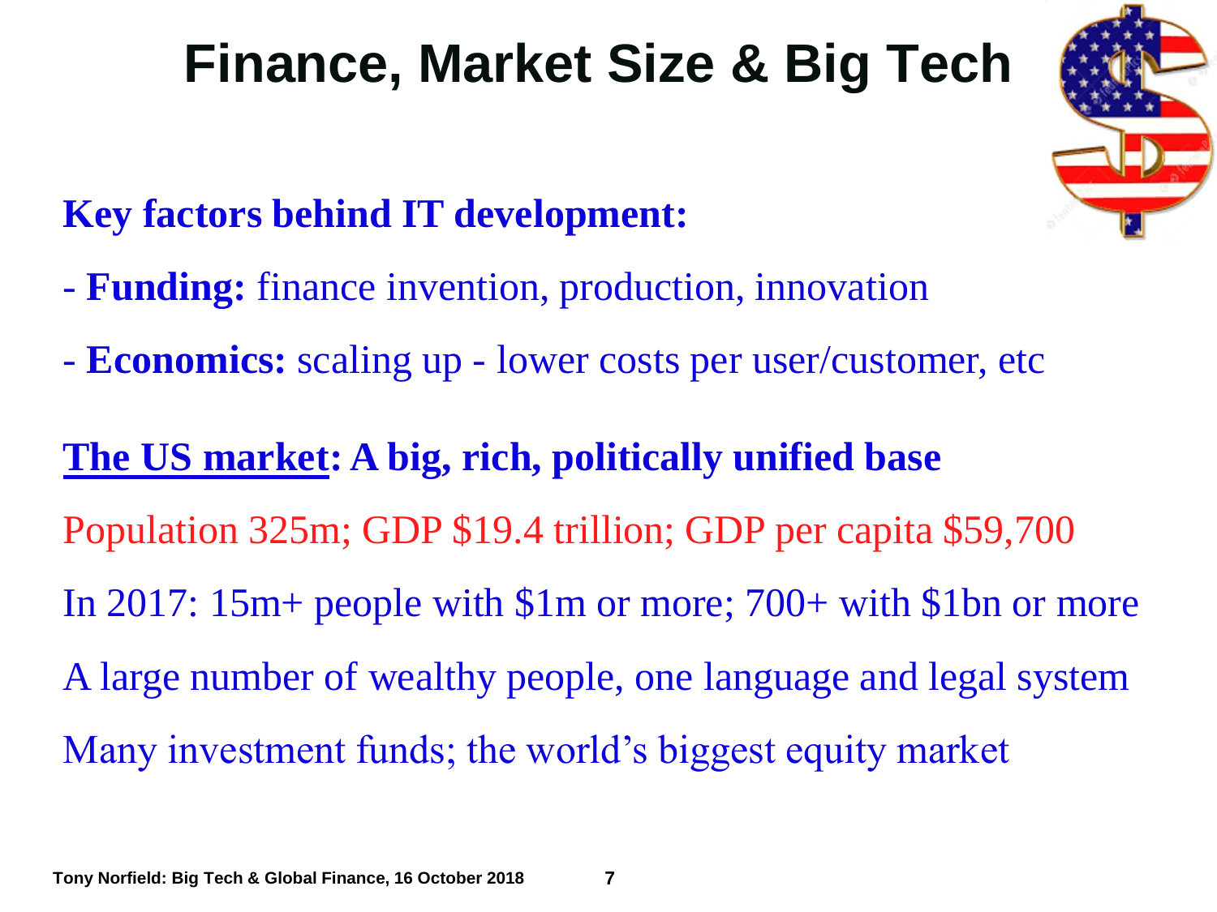# Finance, Market Size & Big Tech

**Key factors behind IT development:**

- **Funding:** finance invention, production, innovation
- **Economics:** scaling up - lower costs per user/customer, etc

**The US market: A big, rich, politically unified base**

Population 325m; GDP $19.4 trillion; GDP per capita $59,700

In 2017: 15m+ people with $1m or more; 700+ with $1bn or more

A large number of wealthy people, one language and legal system

Many investment funds; the world's biggest equity market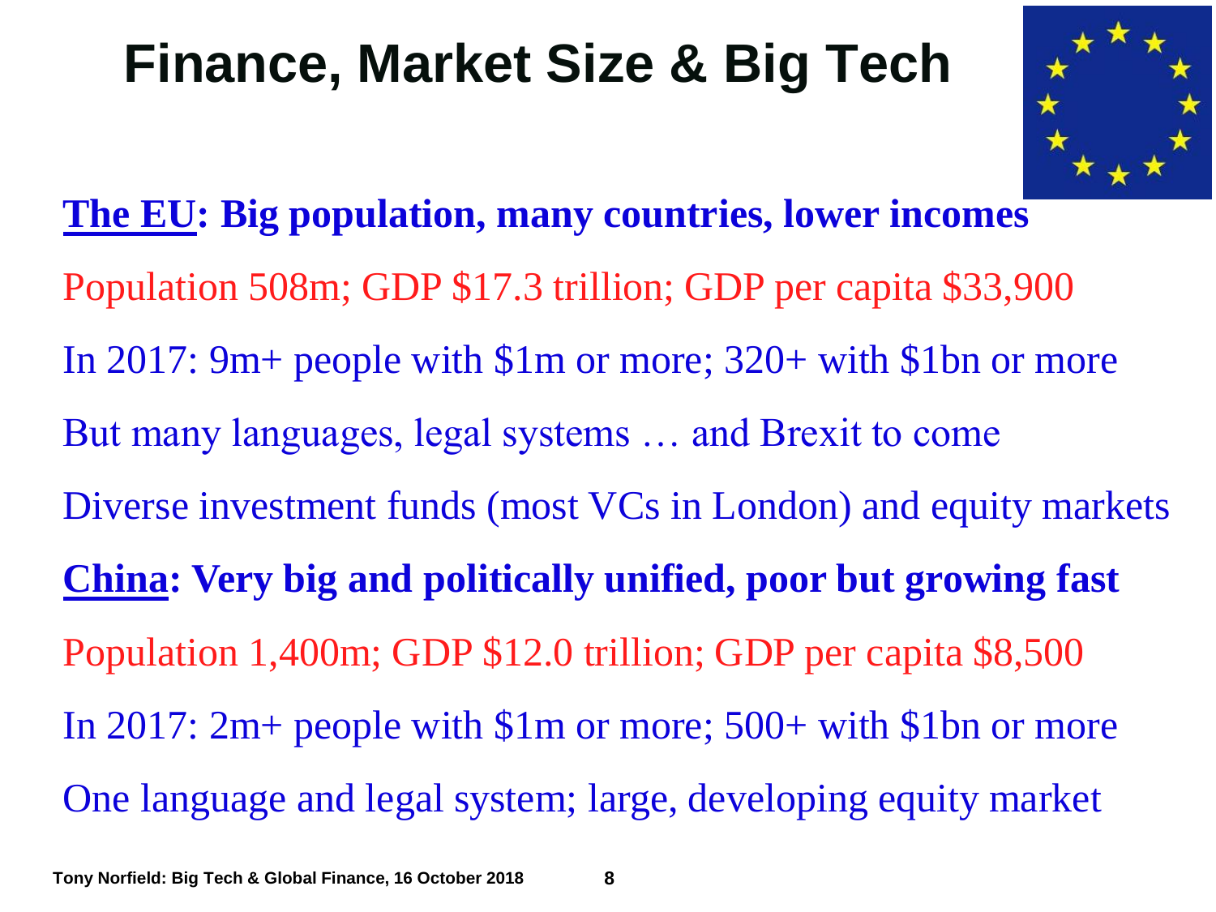# Finance, Market Size & Big Tech

**The EU: Big population, many countries, lower incomes**

Population 508m; GDP $17.3 trillion; GDP per capita $33,900

In 2017: 9m+ people with $1m or more; 320+ with $1bn or more

But many languages, legal systems … and Brexit to come

Diverse investment funds (most VCs in London) and equity markets

**China: Very big and politically unified, poor but growing fast**

Population 1,400m; GDP $12.0 trillion; GDP per capita $8,500

In 2017: 2m+ people with $1m or more; 500+ with $1bn or more

One language and legal system; large, developing equity market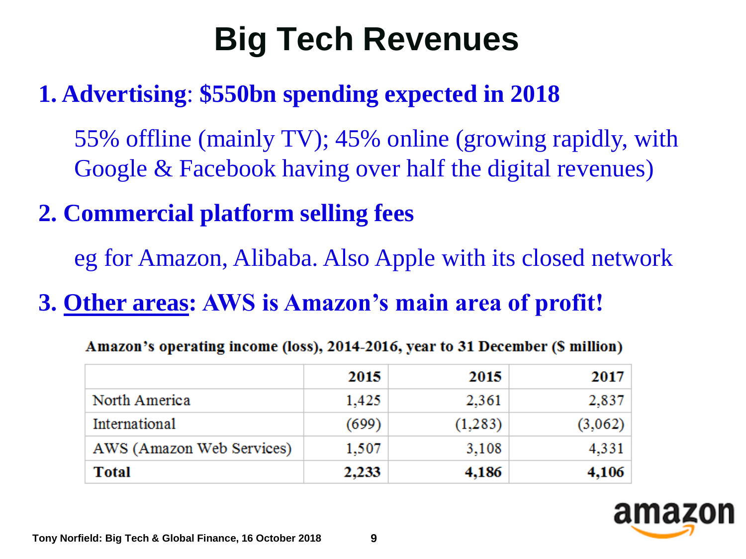# Big Tech Revenues

**1. Advertising: $550bn spending expected in 2018**

55% offline (mainly TV); 45% online (growing rapidly, with Google & Facebook having over half the digital revenues)

**2. Commercial platform selling fees**

eg for Amazon, Alibaba. Also Apple with its closed network

**3. <u>Other areas</u>: AWS is Amazon's main area of profit!**

**Amazon's operating income (loss), 2014-2016, year to 31 December ($ million)**

| | 2015 | 2015 | 2017 |
|---|---|---|---|
| North America | 1,425 | 2,361 | 2,837 |
| International | (699) | (1,283) | (3,062) |
| AWS (Amazon Web Services) | 1,507 | 3,108 | 4,331 |
| **Total** | **2,233** | **4,186** | **4,106** |

Tony Norfield: Big Tech & Global Finance, 16 October 2018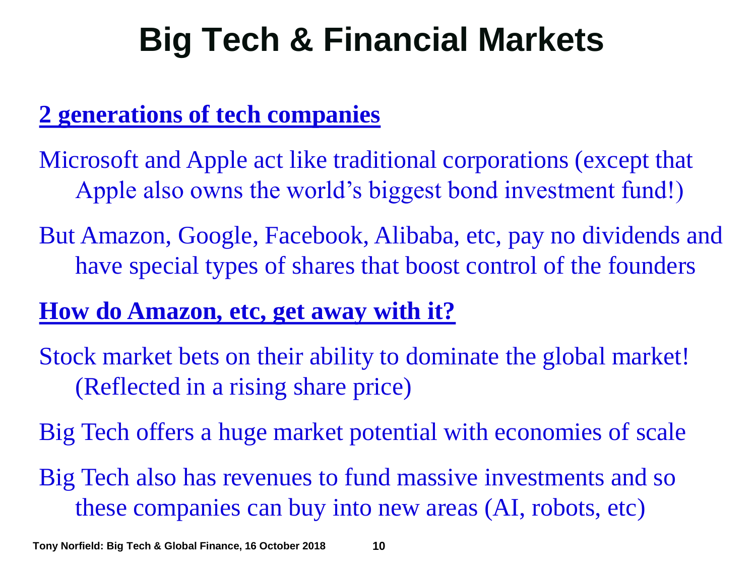# Big Tech & Financial Markets

**2 generations of tech companies**

Microsoft and Apple act like traditional corporations (except that Apple also owns the world's biggest bond investment fund!)

But Amazon, Google, Facebook, Alibaba, etc, pay no dividends and have special types of shares that boost control of the founders

**How do Amazon, etc, get away with it?**

Stock market bets on their ability to dominate the global market! (Reflected in a rising share price)

Big Tech offers a huge market potential with economies of scale

Big Tech also has revenues to fund massive investments and so these companies can buy into new areas (AI, robots, etc)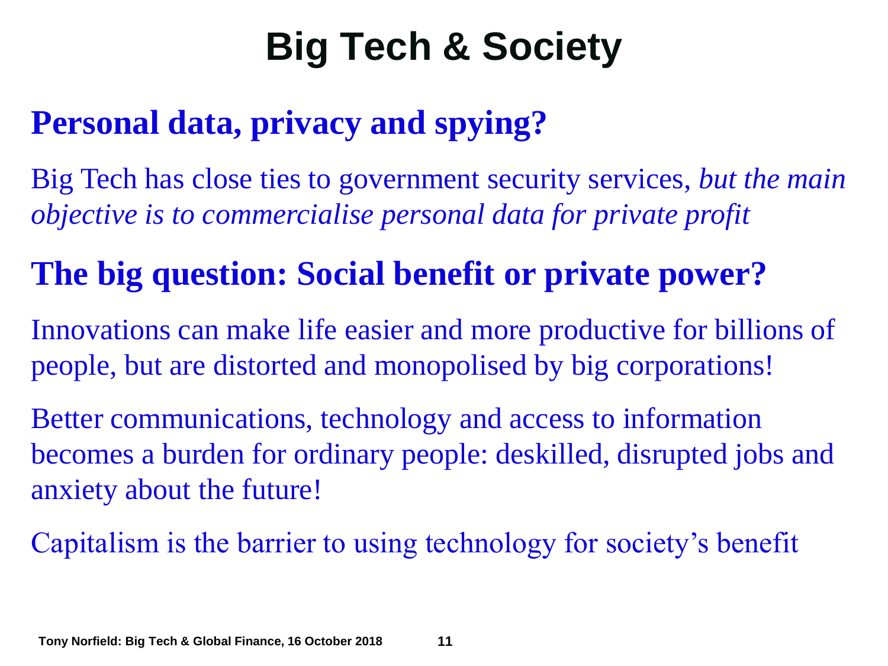# Big Tech & Society

## Personal data, privacy and spying?

Big Tech has close ties to government security services, *but the main objective is to commercialise personal data for private profit*

## The big question: Social benefit or private power?

Innovations can make life easier and more productive for billions of people, but are distorted and monopolised by big corporations!

Better communications, technology and access to information becomes a burden for ordinary people: deskilled, disrupted jobs and anxiety about the future!

Capitalism is the barrier to using technology for society's benefit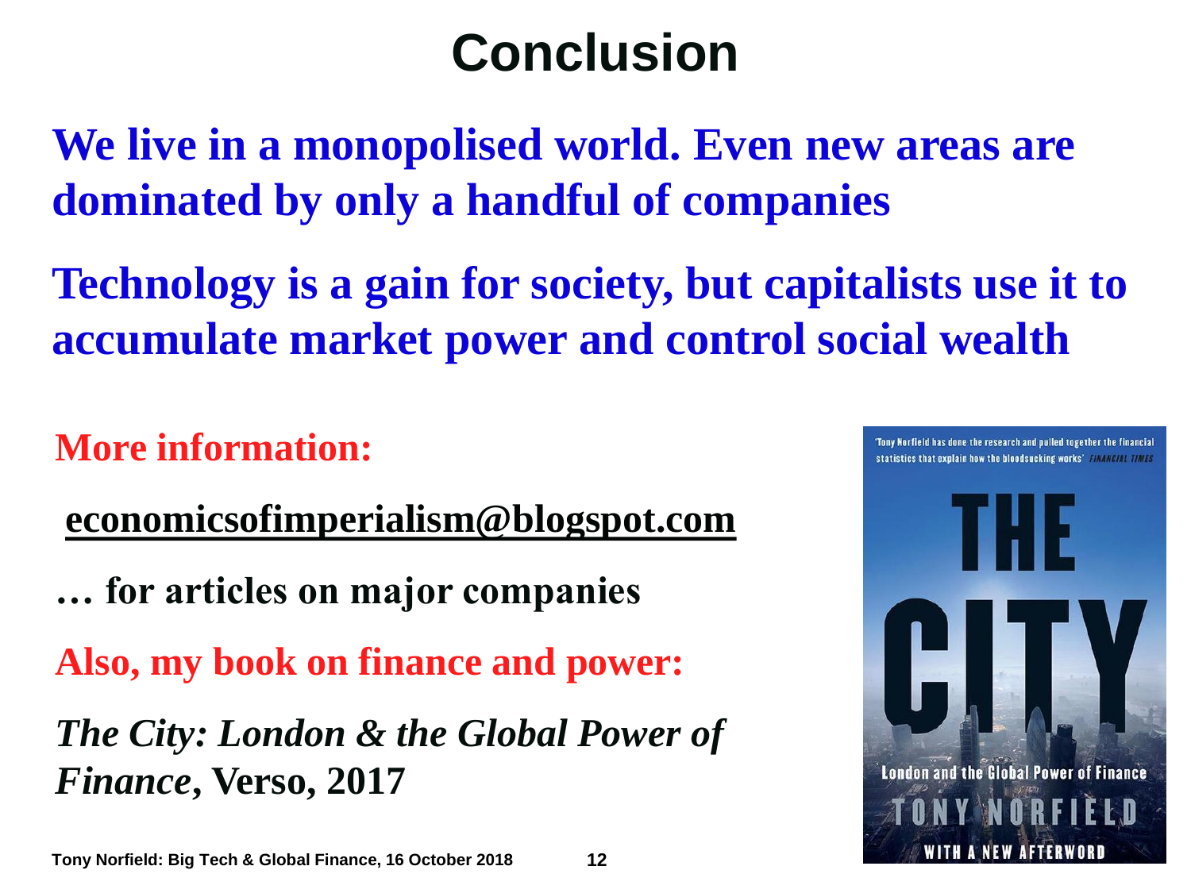# Conclusion

**We live in a monopolised world. Even new areas are dominated by only a handful of companies**

**Technology is a gain for society, but capitalists use it to accumulate market power and control social wealth**

**More information:**

**economicsofimperialism@blogspot.com**

**… for articles on major companies**

**Also, my book on finance and power:**

***The City: London & the Global Power of Finance*, Verso, 2017**